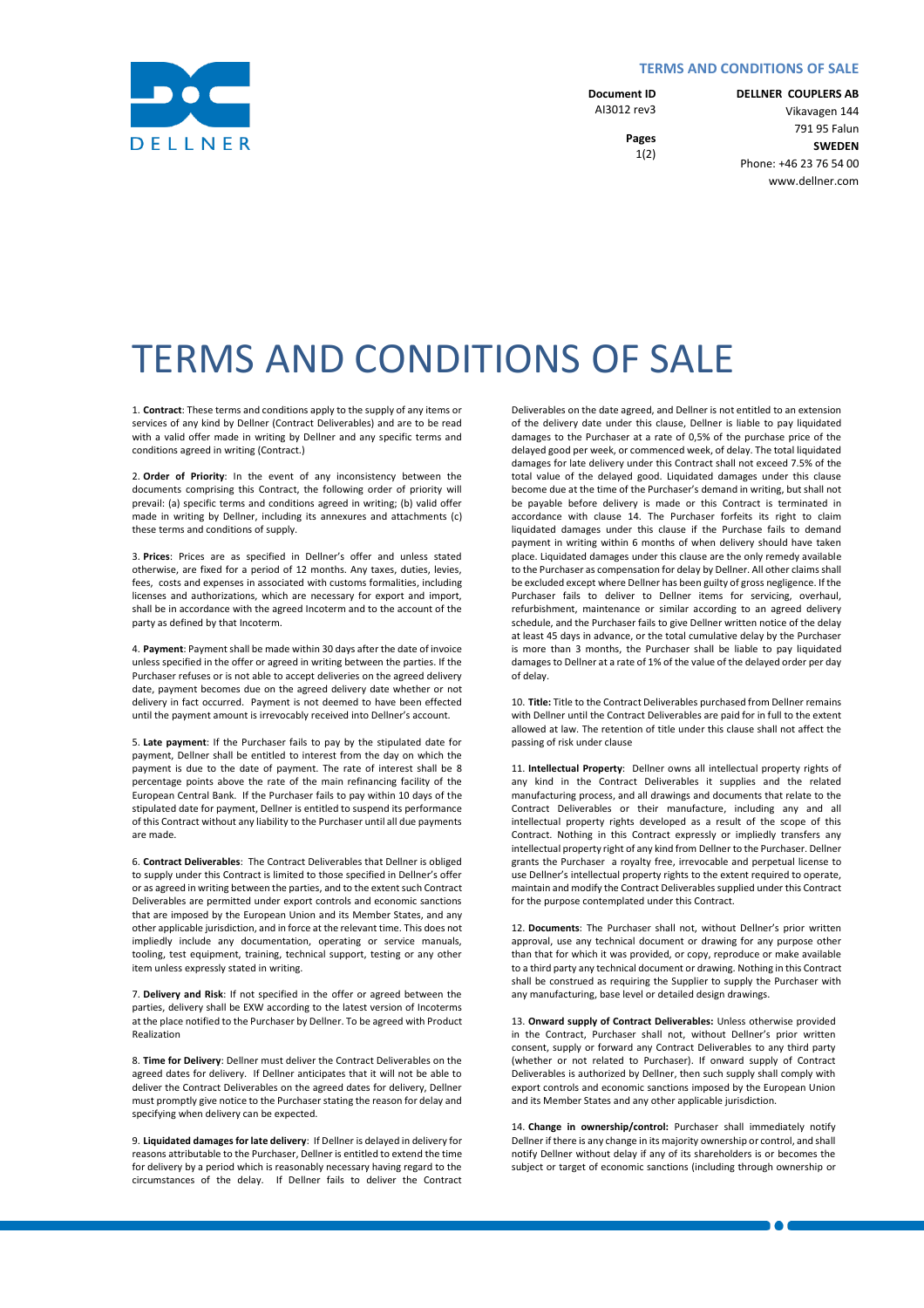# TERMS AND CONDITIONS OF SALE

**Document ID**
AI3012 rev3

**DELLNER COUPLERS AB**
Vikavagen 144
791 95 Falun
**SWEDEN**
Phone: +46 23 76 54 00
www.dellner.com

# TERMS AND CONDITIONS OF SALE

1. **Contract**: These terms and conditions apply to the supply of any items or services of any kind by Dellner (Contract Deliverables) and are to be read with a valid offer made in writing by Dellner and any specific terms and conditions agreed in writing (Contract.)

2. **Order of Priority**: In the event of any inconsistency between the documents comprising this Contract, the following order of priority will prevail: (a) specific terms and conditions agreed in writing; (b) valid offer made in writing by Dellner, including its annexures and attachments (c) these terms and conditions of supply.

3. **Prices**: Prices are as specified in Dellner's offer and unless stated otherwise, are fixed for a period of 12 months. Any taxes, duties, levies, fees, costs and expenses in associated with customs formalities, including licenses and authorizations, which are necessary for export and import, shall be in accordance with the agreed Incoterm and to the account of the party as defined by that Incoterm.

4. **Payment**: Payment shall be made within 30 days after the date of invoice unless specified in the offer or agreed in writing between the parties. If the Purchaser refuses or is not able to accept deliveries on the agreed delivery date, payment becomes due on the agreed delivery date whether or not delivery in fact occurred. Payment is not deemed to have been effected until the payment amount is irrevocably received into Dellner's account.

5. **Late payment**: If the Purchaser fails to pay by the stipulated date for payment, Dellner shall be entitled to interest from the day on which the payment is due to the date of payment. The rate of interest shall be 8 percentage points above the rate of the main refinancing facility of the European Central Bank. If the Purchaser fails to pay within 10 days of the stipulated date for payment, Dellner is entitled to suspend its performance of this Contract without any liability to the Purchaser until all due payments are made.

6. **Contract Deliverables**: The Contract Deliverables that Dellner is obliged to supply under this Contract is limited to those specified in Dellner's offer or as agreed in writing between the parties, and to the extent such Contract Deliverables are permitted under export controls and economic sanctions that are imposed by the European Union and its Member States, and any other applicable jurisdiction, and in force at the relevant time. This does not impliedly include any documentation, operating or service manuals, tooling, test equipment, training, technical support, testing or any other item unless expressly stated in writing.

7. **Delivery and Risk**: If not specified in the offer or agreed between the parties, delivery shall be EXW according to the latest version of Incoterms at the place notified to the Purchaser by Dellner. To be agreed with Product Realization

8. **Time for Delivery**: Dellner must deliver the Contract Deliverables on the agreed dates for delivery. If Dellner anticipates that it will not be able to deliver the Contract Deliverables on the agreed dates for delivery, Dellner must promptly give notice to the Purchaser stating the reason for delay and specifying when delivery can be expected.

9. **Liquidated damages for late delivery**: If Dellner is delayed in delivery for reasons attributable to the Purchaser, Dellner is entitled to extend the time for delivery by a period which is reasonably necessary having regard to the circumstances of the delay. If Dellner fails to deliver the Contract Deliverables on the date agreed, and Dellner is not entitled to an extension of the delivery date under this clause, Dellner is liable to pay liquidated damages to the Purchaser at a rate of 0,5% of the purchase price of the delayed good per week, or commenced week, of delay. The total liquidated damages for late delivery under this Contract shall not exceed 7.5% of the total value of the delayed good. Liquidated damages under this clause become due at the time of the Purchaser's demand in writing, but shall not be payable before delivery is made or this Contract is terminated in accordance with clause 14. The Purchaser forfeits its right to claim liquidated damages under this clause if the Purchase fails to demand payment in writing within 6 months of when delivery should have taken place. Liquidated damages under this clause are the only remedy available to the Purchaser as compensation for delay by Dellner. All other claims shall be excluded except where Dellner has been guilty of gross negligence. If the Purchaser fails to deliver to Dellner items for servicing, overhaul, refurbishment, maintenance or similar according to an agreed delivery schedule, and the Purchaser fails to give Dellner written notice of the delay at least 45 days in advance, or the total cumulative delay by the Purchaser is more than 3 months, the Purchaser shall be liable to pay liquidated damages to Dellner at a rate of 1% of the value of the delayed order per day of delay.

10. **Title:** Title to the Contract Deliverables purchased from Dellner remains with Dellner until the Contract Deliverables are paid for in full to the extent allowed at law. The retention of title under this clause shall not affect the passing of risk under clause

11. **Intellectual Property**: Dellner owns all intellectual property rights of any kind in the Contract Deliverables it supplies and the related manufacturing process, and all drawings and documents that relate to the Contract Deliverables or their manufacture, including any and all intellectual property rights developed as a result of the scope of this Contract. Nothing in this Contract expressly or impliedly transfers any intellectual property right of any kind from Dellner to the Purchaser. Dellner grants the Purchaser a royalty free, irrevocable and perpetual license to use Dellner's intellectual property rights to the extent required to operate, maintain and modify the Contract Deliverables supplied under this Contract for the purpose contemplated under this Contract.

12. **Documents**: The Purchaser shall not, without Dellner's prior written approval, use any technical document or drawing for any purpose other than that for which it was provided, or copy, reproduce or make available to a third party any technical document or drawing. Nothing in this Contract shall be construed as requiring the Supplier to supply the Purchaser with any manufacturing, base level or detailed design drawings.

13. **Onward supply of Contract Deliverables:** Unless otherwise provided in the Contract, Purchaser shall not, without Dellner's prior written consent, supply or forward any Contract Deliverables to any third party (whether or not related to Purchaser). If onward supply of Contract Deliverables is authorized by Dellner, then such supply shall comply with export controls and economic sanctions imposed by the European Union and its Member States and any other applicable jurisdiction.

14. **Change in ownership/control:** Purchaser shall immediately notify Dellner if there is any change in its majority ownership or control, and shall notify Dellner without delay if any of its shareholders is or becomes the subject or target of economic sanctions (including through ownership or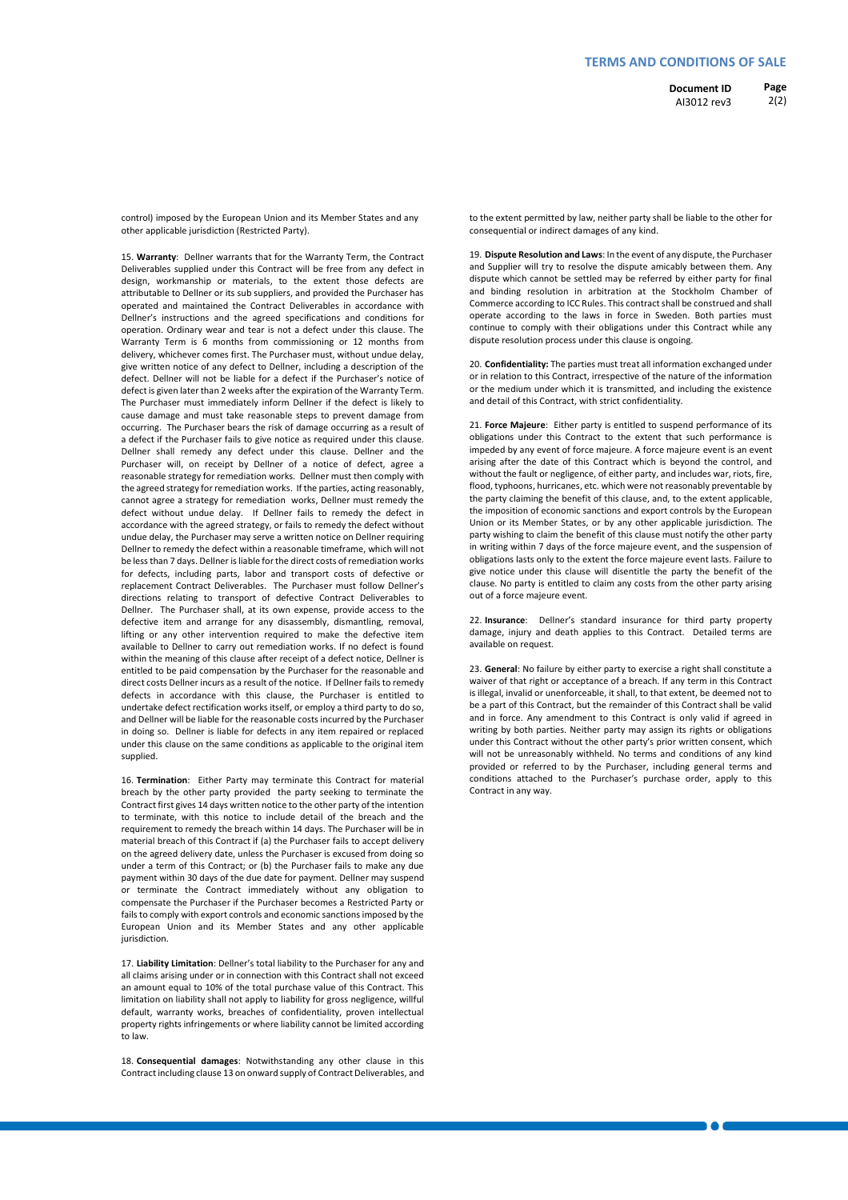control) imposed by the European Union and its Member States and any other applicable jurisdiction (Restricted Party).

15. **Warranty**: Dellner warrants that for the Warranty Term, the Contract Deliverables supplied under this Contract will be free from any defect in design, workmanship or materials, to the extent those defects are attributable to Dellner or its sub suppliers, and provided the Purchaser has operated and maintained the Contract Deliverables in accordance with Dellner's instructions and the agreed specifications and conditions for operation. Ordinary wear and tear is not a defect under this clause. The Warranty Term is 6 months from commissioning or 12 months from delivery, whichever comes first. The Purchaser must, without undue delay, give written notice of any defect to Dellner, including a description of the defect. Dellner will not be liable for a defect if the Purchaser's notice of defect is given later than 2 weeks after the expiration of the Warranty Term. The Purchaser must immediately inform Dellner if the defect is likely to cause damage and must take reasonable steps to prevent damage from occurring. The Purchaser bears the risk of damage occurring as a result of a defect if the Purchaser fails to give notice as required under this clause. Dellner shall remedy any defect under this clause. Dellner and the Purchaser will, on receipt by Dellner of a notice of defect, agree a reasonable strategy for remediation works. Dellner must then comply with the agreed strategy for remediation works. If the parties, acting reasonably, cannot agree a strategy for remediation works, Dellner must remedy the defect without undue delay. If Dellner fails to remedy the defect in accordance with the agreed strategy, or fails to remedy the defect without undue delay, the Purchaser may serve a written notice on Dellner requiring Dellner to remedy the defect within a reasonable timeframe, which will not be less than 7 days. Dellner is liable for the direct costs of remediation works for defects, including parts, labor and transport costs of defective or replacement Contract Deliverables. The Purchaser must follow Dellner's directions relating to transport of defective Contract Deliverables to Dellner. The Purchaser shall, at its own expense, provide access to the defective item and arrange for any disassembly, dismantling, removal, lifting or any other intervention required to make the defective item available to Dellner to carry out remediation works. If no defect is found within the meaning of this clause after receipt of a defect notice, Dellner is entitled to be paid compensation by the Purchaser for the reasonable and direct costs Dellner incurs as a result of the notice. If Dellner fails to remedy defects in accordance with this clause, the Purchaser is entitled to undertake defect rectification works itself, or employ a third party to do so, and Dellner will be liable for the reasonable costs incurred by the Purchaser in doing so. Dellner is liable for defects in any item repaired or replaced under this clause on the same conditions as applicable to the original item supplied.

16. **Termination**: Either Party may terminate this Contract for material breach by the other party provided the party seeking to terminate the Contract first gives 14 days written notice to the other party of the intention to terminate, with this notice to include detail of the breach and the requirement to remedy the breach within 14 days. The Purchaser will be in material breach of this Contract if (a) the Purchaser fails to accept delivery on the agreed delivery date, unless the Purchaser is excused from doing so under a term of this Contract; or (b) the Purchaser fails to make any due payment within 30 days of the due date for payment. Dellner may suspend or terminate the Contract immediately without any obligation to compensate the Purchaser if the Purchaser becomes a Restricted Party or fails to comply with export controls and economic sanctions imposed by the European Union and its Member States and any other applicable jurisdiction.

17. **Liability Limitation**: Dellner's total liability to the Purchaser for any and all claims arising under or in connection with this Contract shall not exceed an amount equal to 10% of the total purchase value of this Contract. This limitation on liability shall not apply to liability for gross negligence, willful default, warranty works, breaches of confidentiality, proven intellectual property rights infringements or where liability cannot be limited according to law.

18. **Consequential damages**: Notwithstanding any other clause in this Contract including clause 13 on onward supply of Contract Deliverables, and to the extent permitted by law, neither party shall be liable to the other for consequential or indirect damages of any kind.

19. **Dispute Resolution and Laws**: In the event of any dispute, the Purchaser and Supplier will try to resolve the dispute amicably between them. Any dispute which cannot be settled may be referred by either party for final and binding resolution in arbitration at the Stockholm Chamber of Commerce according to ICC Rules. This contract shall be construed and shall operate according to the laws in force in Sweden. Both parties must continue to comply with their obligations under this Contract while any dispute resolution process under this clause is ongoing.

20. **Confidentiality:** The parties must treat all information exchanged under or in relation to this Contract, irrespective of the nature of the information or the medium under which it is transmitted, and including the existence and detail of this Contract, with strict confidentiality.

21. **Force Majeure**: Either party is entitled to suspend performance of its obligations under this Contract to the extent that such performance is impeded by any event of force majeure. A force majeure event is an event arising after the date of this Contract which is beyond the control, and without the fault or negligence, of either party, and includes war, riots, fire, flood, typhoons, hurricanes, etc. which were not reasonably preventable by the party claiming the benefit of this clause, and, to the extent applicable, the imposition of economic sanctions and export controls by the European Union or its Member States, or by any other applicable jurisdiction. The party wishing to claim the benefit of this clause must notify the other party in writing within 7 days of the force majeure event, and the suspension of obligations lasts only to the extent the force majeure event lasts. Failure to give notice under this clause will disentitle the party the benefit of the clause. No party is entitled to claim any costs from the other party arising out of a force majeure event.

22. **Insurance**: Dellner's standard insurance for third party property damage, injury and death applies to this Contract. Detailed terms are available on request.

23. **General**: No failure by either party to exercise a right shall constitute a waiver of that right or acceptance of a breach. If any term in this Contract is illegal, invalid or unenforceable, it shall, to that extent, be deemed not to be a part of this Contract, but the remainder of this Contract shall be valid and in force. Any amendment to this Contract is only valid if agreed in writing by both parties. Neither party may assign its rights or obligations under this Contract without the other party's prior written consent, which will not be unreasonably withheld. No terms and conditions of any kind provided or referred to by the Purchaser, including general terms and conditions attached to the Purchaser's purchase order, apply to this Contract in any way.